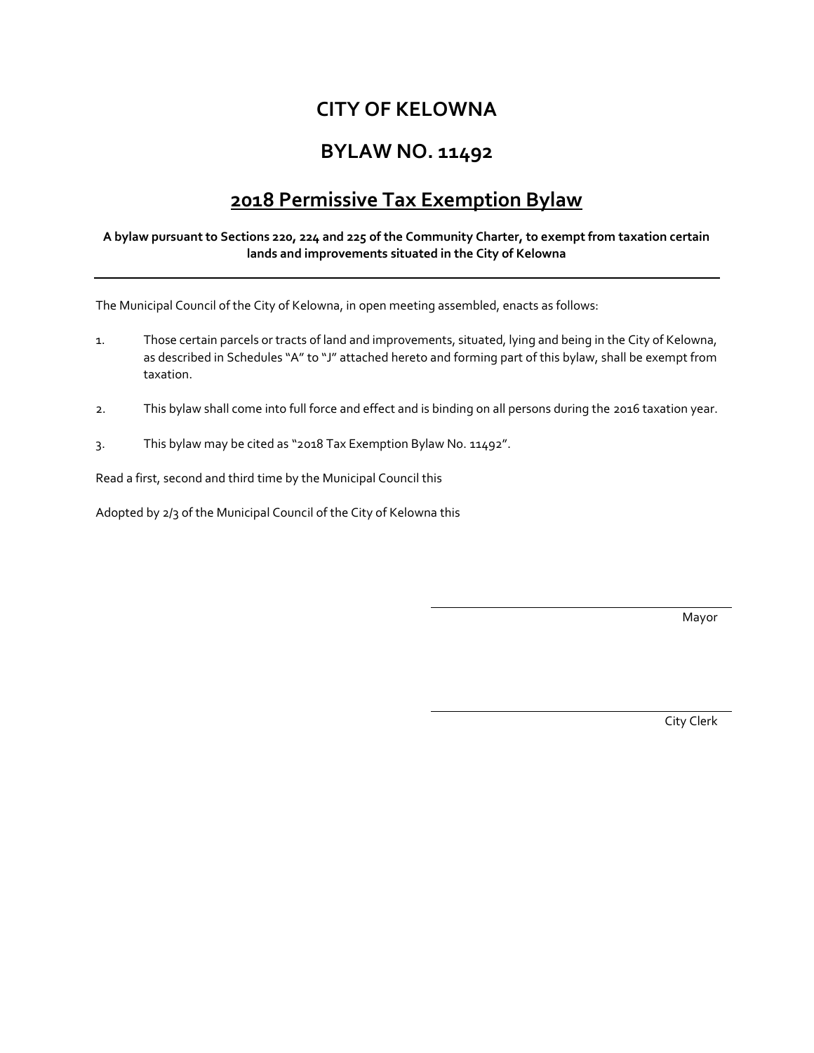# CITY OF KELOWNA

## BYLAW NO. 11492

## 2018 Permissive Tax Exemption Bylaw

**A bylaw pursuant to Sections 220, 224 and 225 of the Community Charter, to exempt from taxation certain lands and improvements situated in the City of Kelowna**

---

The Municipal Council of the City of Kelowna, in open meeting assembled, enacts as follows:

1. Those certain parcels or tracts of land and improvements, situated, lying and being in the City of Kelowna, as described in Schedules "A" to "J" attached hereto and forming part of this bylaw, shall be exempt from taxation.

2. This bylaw shall come into full force and effect and is binding on all persons during the 2016 taxation year.

3. This bylaw may be cited as "2018 Tax Exemption Bylaw No. 11492".

Read a first, second and third time by the Municipal Council this

Adopted by 2/3 of the Municipal Council of the City of Kelowna this

Mayor

City Clerk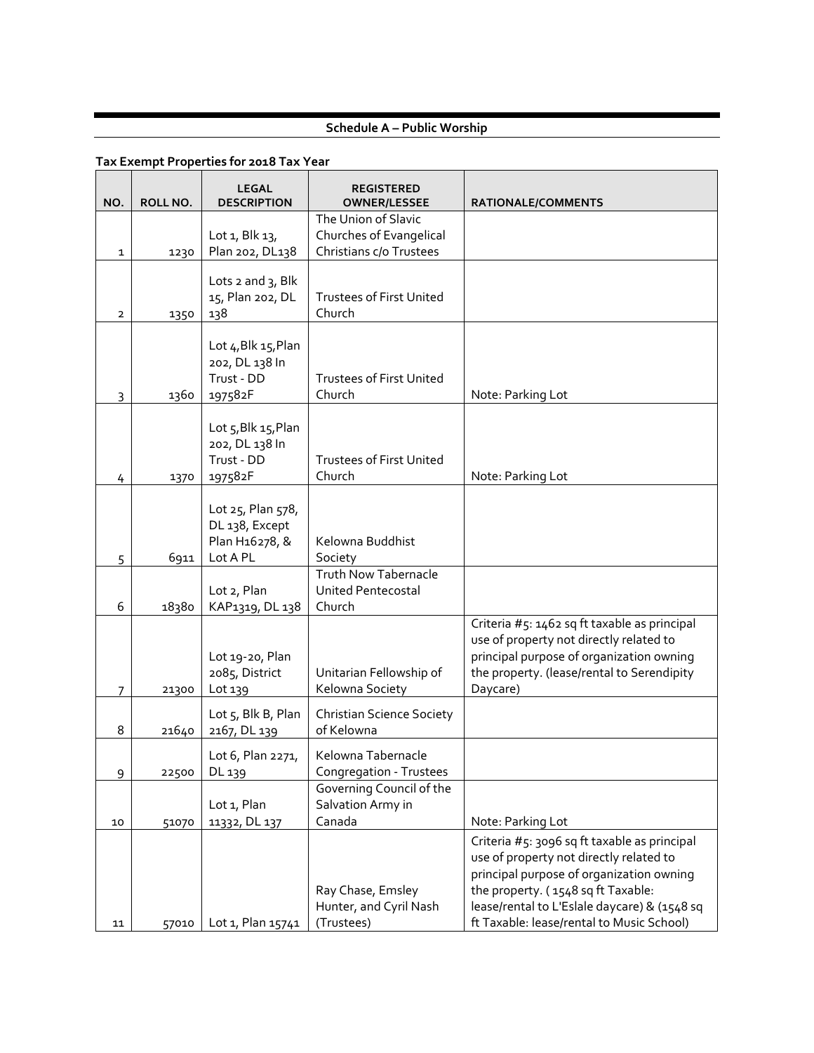## Schedule A – Public Worship

**Tax Exempt Properties for 2018 Tax Year**

| NO. | ROLL NO. | LEGAL DESCRIPTION | REGISTERED OWNER/LESSEE | RATIONALE/COMMENTS |
|---|---|---|---|---|
| 1 | 1230 | Lot 1, Blk 13, Plan 202, DL138 | The Union of Slavic Churches of Evangelical Christians c/o Trustees | |
| 2 | 1350 | Lots 2 and 3, Blk 15, Plan 202, DL 138 | Trustees of First United Church | |
| 3 | 1360 | Lot 4,Blk 15,Plan 202, DL 138 In Trust - DD 197582F | Trustees of First United Church | Note: Parking Lot |
| 4 | 1370 | Lot 5,Blk 15,Plan 202, DL 138 In Trust - DD 197582F | Trustees of First United Church | Note: Parking Lot |
| 5 | 6911 | Lot 25, Plan 578, DL 138, Except Plan H16278, & Lot A PL | Kelowna Buddhist Society | |
| 6 | 18380 | Lot 2, Plan KAP1319, DL 138 | Truth Now Tabernacle United Pentecostal Church | |
| 7 | 21300 | Lot 19-20, Plan 2085, District Lot 139 | Unitarian Fellowship of Kelowna Society | Criteria #5: 1462 sq ft taxable as principal use of property not directly related to principal purpose of organization owning the property. (lease/rental to Serendipity Daycare) |
| 8 | 21640 | Lot 5, Blk B, Plan 2167, DL 139 | Christian Science Society of Kelowna | |
| 9 | 22500 | Lot 6, Plan 2271, DL 139 | Kelowna Tabernacle Congregation - Trustees | |
| 10 | 51070 | Lot 1, Plan 11332, DL 137 | Governing Council of the Salvation Army in Canada | Note: Parking Lot |
| 11 | 57010 | Lot 1, Plan 15741 | Ray Chase, Emsley Hunter, and Cyril Nash (Trustees) | Criteria #5: 3096 sq ft taxable as principal use of property not directly related to principal purpose of organization owning the property. ( 1548 sq ft Taxable: lease/rental to L'Eslale daycare) & (1548 sq ft Taxable: lease/rental to Music School) |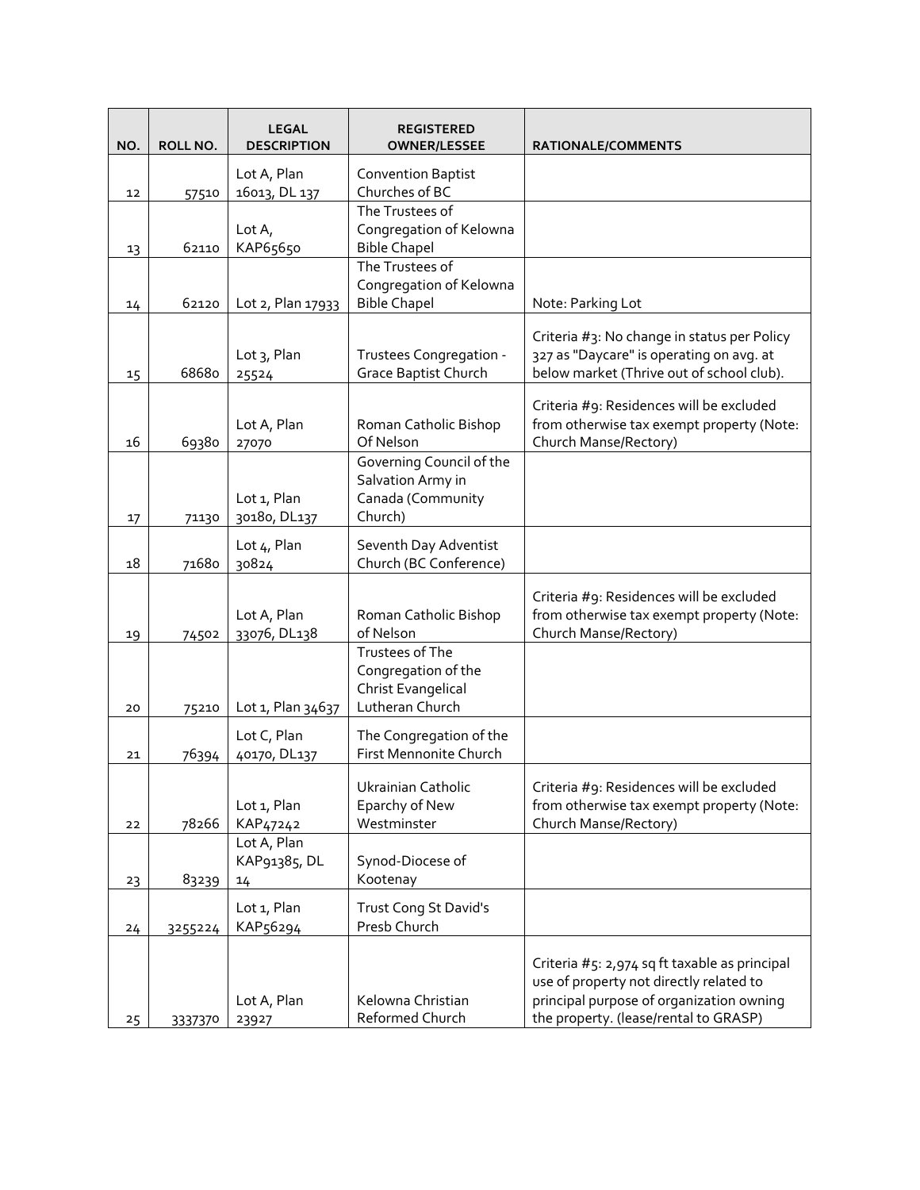| NO. | ROLL NO. | LEGAL DESCRIPTION | REGISTERED OWNER/LESSEE | RATIONALE/COMMENTS |
| --- | --- | --- | --- | --- |
| 12 | 57510 | Lot A, Plan 16013, DL 137 | Convention Baptist Churches of BC | |
| 13 | 62110 | Lot A, KAP65650 | The Trustees of Congregation of Kelowna Bible Chapel | |
| 14 | 62120 | Lot 2, Plan 17933 | The Trustees of Congregation of Kelowna Bible Chapel | Note: Parking Lot |
| 15 | 68680 | Lot 3, Plan 25524 | Trustees Congregation - Grace Baptist Church | Criteria #3: No change in status per Policy 327 as "Daycare" is operating on avg. at below market (Thrive out of school club). |
| 16 | 69380 | Lot A, Plan 27070 | Roman Catholic Bishop Of Nelson | Criteria #9: Residences will be excluded from otherwise tax exempt property (Note: Church Manse/Rectory) |
| 17 | 71130 | Lot 1, Plan 30180, DL137 | Governing Council of the Salvation Army in Canada (Community Church) | |
| 18 | 71680 | Lot 4, Plan 30824 | Seventh Day Adventist Church (BC Conference) | |
| 19 | 74502 | Lot A, Plan 33076, DL138 | Roman Catholic Bishop of Nelson | Criteria #9: Residences will be excluded from otherwise tax exempt property (Note: Church Manse/Rectory) |
| 20 | 75210 | Lot 1, Plan 34637 | Trustees of The Congregation of the Christ Evangelical Lutheran Church | |
| 21 | 76394 | Lot C, Plan 40170, DL137 | The Congregation of the First Mennonite Church | |
| 22 | 78266 | Lot 1, Plan KAP47242 | Ukrainian Catholic Eparchy of New Westminster | Criteria #9: Residences will be excluded from otherwise tax exempt property (Note: Church Manse/Rectory) |
| 23 | 83239 | Lot A, Plan KAP91385, DL 14 | Synod-Diocese of Kootenay | |
| 24 | 3255224 | Lot 1, Plan KAP56294 | Trust Cong St David's Presb Church | |
| 25 | 3337370 | Lot A, Plan 23927 | Kelowna Christian Reformed Church | Criteria #5: 2,974 sq ft taxable as principal use of property not directly related to principal purpose of organization owning the property. (lease/rental to GRASP) |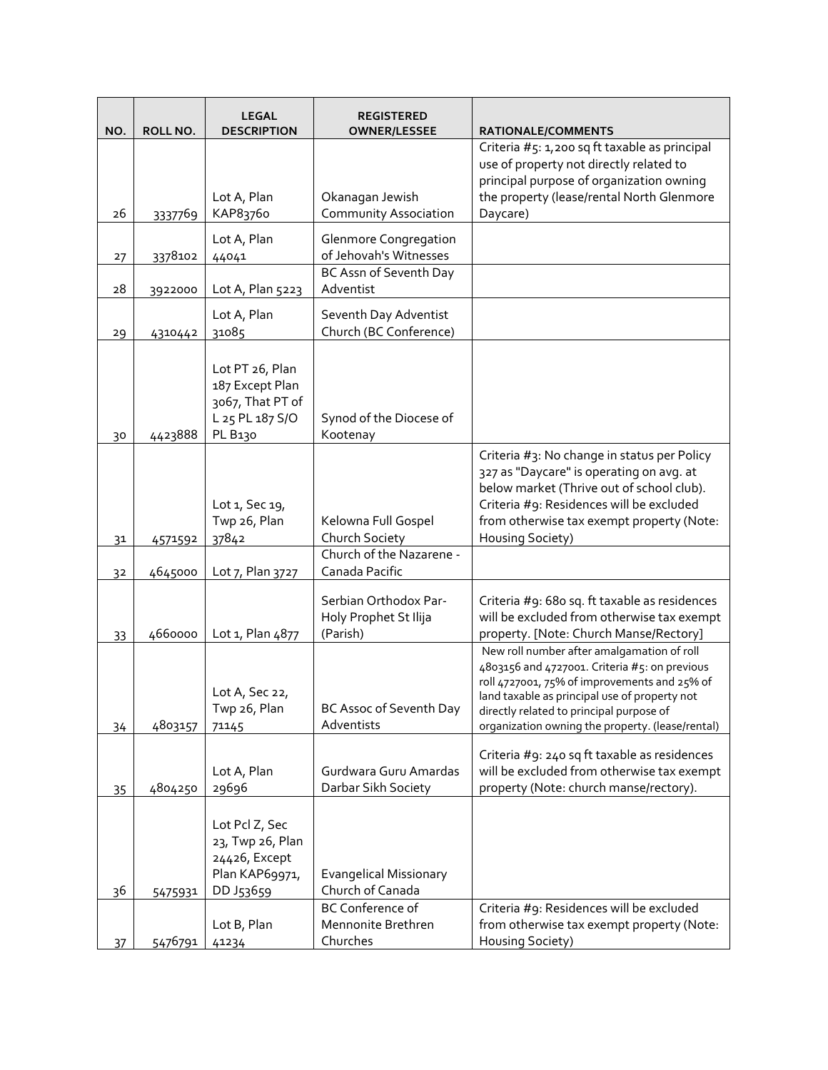| NO. | ROLL NO. | LEGAL DESCRIPTION | REGISTERED OWNER/LESSEE | RATIONALE/COMMENTS |
|---|---|---|---|---|
| 26 | 3337769 | Lot A, Plan KAP83760 | Okanagan Jewish Community Association | Criteria #5: 1,200 sq ft taxable as principal use of property not directly related to principal purpose of organization owning the property (lease/rental North Glenmore Daycare) |
| 27 | 3378102 | Lot A, Plan 44041 | Glenmore Congregation of Jehovah's Witnesses | |
| 28 | 3922000 | Lot A, Plan 5223 | BC Assn of Seventh Day Adventist | |
| 29 | 4310442 | Lot A, Plan 31085 | Seventh Day Adventist Church (BC Conference) | |
| 30 | 4423888 | Lot PT 26, Plan 187 Except Plan 3067, That PT of L 25 PL 187 S/O PL B130 | Synod of the Diocese of Kootenay | |
| 31 | 4571592 | Lot 1, Sec 19, Twp 26, Plan 37842 | Kelowna Full Gospel Church Society | Criteria #3: No change in status per Policy 327 as "Daycare" is operating on avg. at below market (Thrive out of school club). Criteria #9: Residences will be excluded from otherwise tax exempt property (Note: Housing Society) |
| 32 | 4645000 | Lot 7, Plan 3727 | Church of the Nazarene - Canada Pacific | |
| 33 | 4660000 | Lot 1, Plan 4877 | Serbian Orthodox Par-Holy Prophet St Ilija (Parish) | Criteria #9: 680 sq. ft taxable as residences will be excluded from otherwise tax exempt property. [Note: Church Manse/Rectory] |
| 34 | 4803157 | Lot A, Sec 22, Twp 26, Plan 71145 | BC Assoc of Seventh Day Adventists | New roll number after amalgamation of roll 4803156 and 4727001. Criteria #5: on previous roll 4727001, 75% of improvements and 25% of land taxable as principal use of property not directly related to principal purpose of organization owning the property. (lease/rental) |
| 35 | 4804250 | Lot A, Plan 29696 | Gurdwara Guru Amardas Darbar Sikh Society | Criteria #9: 240 sq ft taxable as residences will be excluded from otherwise tax exempt property (Note: church manse/rectory). |
| 36 | 5475931 | Lot Pcl Z, Sec 23, Twp 26, Plan 24426, Except Plan KAP69971, DD J53659 | Evangelical Missionary Church of Canada | |
| 37 | 5476791 | Lot B, Plan 41234 | BC Conference of Mennonite Brethren Churches | Criteria #9: Residences will be excluded from otherwise tax exempt property (Note: Housing Society) |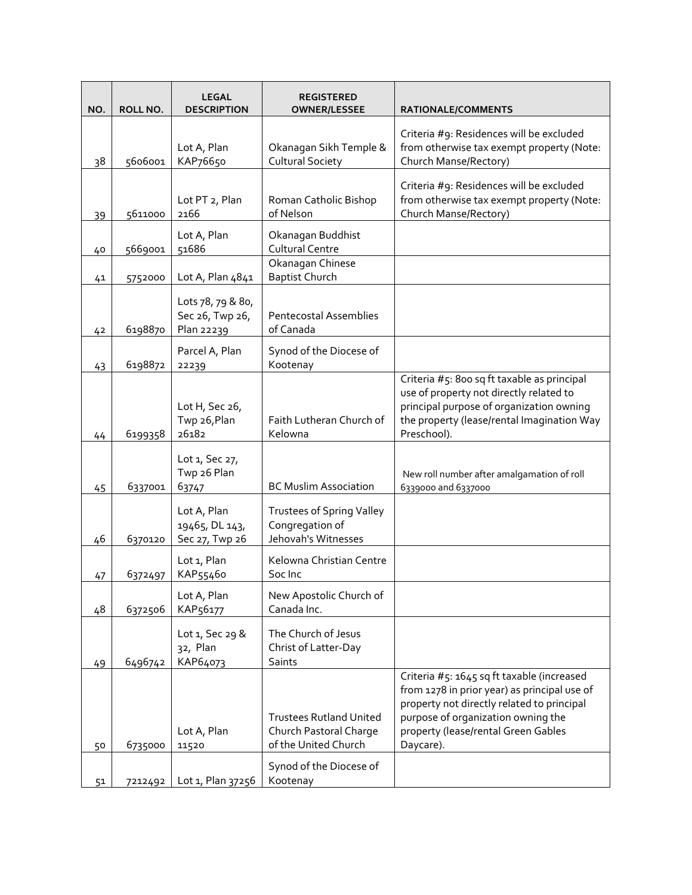| NO. | ROLL NO. | LEGAL DESCRIPTION | REGISTERED OWNER/LESSEE | RATIONALE/COMMENTS |
|---|---|---|---|---|
| 38 | 5606001 | Lot A, Plan KAP76650 | Okanagan Sikh Temple & Cultural Society | Criteria #9: Residences will be excluded from otherwise tax exempt property (Note: Church Manse/Rectory) |
| 39 | 5611000 | Lot PT 2, Plan 2166 | Roman Catholic Bishop of Nelson | Criteria #9: Residences will be excluded from otherwise tax exempt property (Note: Church Manse/Rectory) |
| 40 | 5669001 | Lot A, Plan 51686 | Okanagan Buddhist Cultural Centre | |
| 41 | 5752000 | Lot A, Plan 4841 | Okanagan Chinese Baptist Church | |
| 42 | 6198870 | Lots 78, 79 & 80, Sec 26, Twp 26, Plan 22239 | Pentecostal Assemblies of Canada | |
| 43 | 6198872 | Parcel A, Plan 22239 | Synod of the Diocese of Kootenay | |
| 44 | 6199358 | Lot H, Sec 26, Twp 26,Plan 26182 | Faith Lutheran Church of Kelowna | Criteria #5: 800 sq ft taxable as principal use of property not directly related to principal purpose of organization owning the property (lease/rental Imagination Way Preschool). |
| 45 | 6337001 | Lot 1, Sec 27, Twp 26 Plan 63747 | BC Muslim Association | New roll number after amalgamation of roll 6339000 and 6337000 |
| 46 | 6370120 | Lot A, Plan 19465, DL 143, Sec 27, Twp 26 | Trustees of Spring Valley Congregation of Jehovah's Witnesses | |
| 47 | 6372497 | Lot 1, Plan KAP55460 | Kelowna Christian Centre Soc Inc | |
| 48 | 6372506 | Lot A, Plan KAP56177 | New Apostolic Church of Canada Inc. | |
| 49 | 6496742 | Lot 1, Sec 29 & 32, Plan KAP64073 | The Church of Jesus Christ of Latter-Day Saints | |
| 50 | 6735000 | Lot A, Plan 11520 | Trustees Rutland United Church Pastoral Charge of the United Church | Criteria #5: 1645 sq ft taxable (increased from 1278 in prior year) as principal use of property not directly related to principal purpose of organization owning the property (lease/rental Green Gables Daycare). |
| 51 | 7212492 | Lot 1, Plan 37256 | Synod of the Diocese of Kootenay | |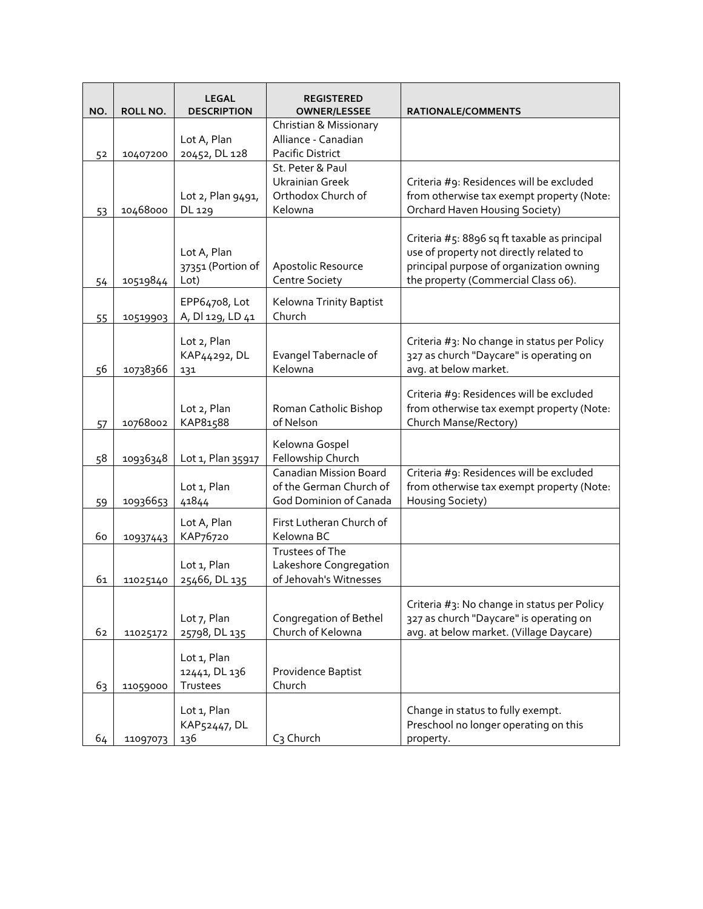| NO. | ROLL NO. | LEGAL DESCRIPTION | REGISTERED OWNER/LESSEE | RATIONALE/COMMENTS |
|---|---|---|---|---|
| 52 | 10407200 | Lot A, Plan 20452, DL 128 | Christian & Missionary Alliance - Canadian Pacific District | |
| 53 | 10468000 | Lot 2, Plan 9491, DL 129 | St. Peter & Paul Ukrainian Greek Orthodox Church of Kelowna | Criteria #9: Residences will be excluded from otherwise tax exempt property (Note: Orchard Haven Housing Society) |
| 54 | 10519844 | Lot A, Plan 37351 (Portion of Lot) | Apostolic Resource Centre Society | Criteria #5: 8896 sq ft taxable as principal use of property not directly related to principal purpose of organization owning the property (Commercial Class 06). |
| 55 | 10519903 | EPP64708, Lot A, Dl 129, LD 41 | Kelowna Trinity Baptist Church | |
| 56 | 10738366 | Lot 2, Plan KAP44292, DL 131 | Evangel Tabernacle of Kelowna | Criteria #3: No change in status per Policy 327 as church "Daycare" is operating on avg. at below market. |
| 57 | 10768002 | Lot 2, Plan KAP81588 | Roman Catholic Bishop of Nelson | Criteria #9: Residences will be excluded from otherwise tax exempt property (Note: Church Manse/Rectory) |
| 58 | 10936348 | Lot 1, Plan 35917 | Kelowna Gospel Fellowship Church | |
| 59 | 10936653 | Lot 1, Plan 41844 | Canadian Mission Board of the German Church of God Dominion of Canada | Criteria #9: Residences will be excluded from otherwise tax exempt property (Note: Housing Society) |
| 60 | 10937443 | Lot A, Plan KAP76720 | First Lutheran Church of Kelowna BC | |
| 61 | 11025140 | Lot 1, Plan 25466, DL 135 | Trustees of The Lakeshore Congregation of Jehovah's Witnesses | |
| 62 | 11025172 | Lot 7, Plan 25798, DL 135 | Congregation of Bethel Church of Kelowna | Criteria #3: No change in status per Policy 327 as church "Daycare" is operating on avg. at below market. (Village Daycare) |
| 63 | 11059000 | Lot 1, Plan 12441, DL 136 Trustees | Providence Baptist Church | |
| 64 | 11097073 | Lot 1, Plan KAP52447, DL 136 | C3 Church | Change in status to fully exempt. Preschool no longer operating on this property. |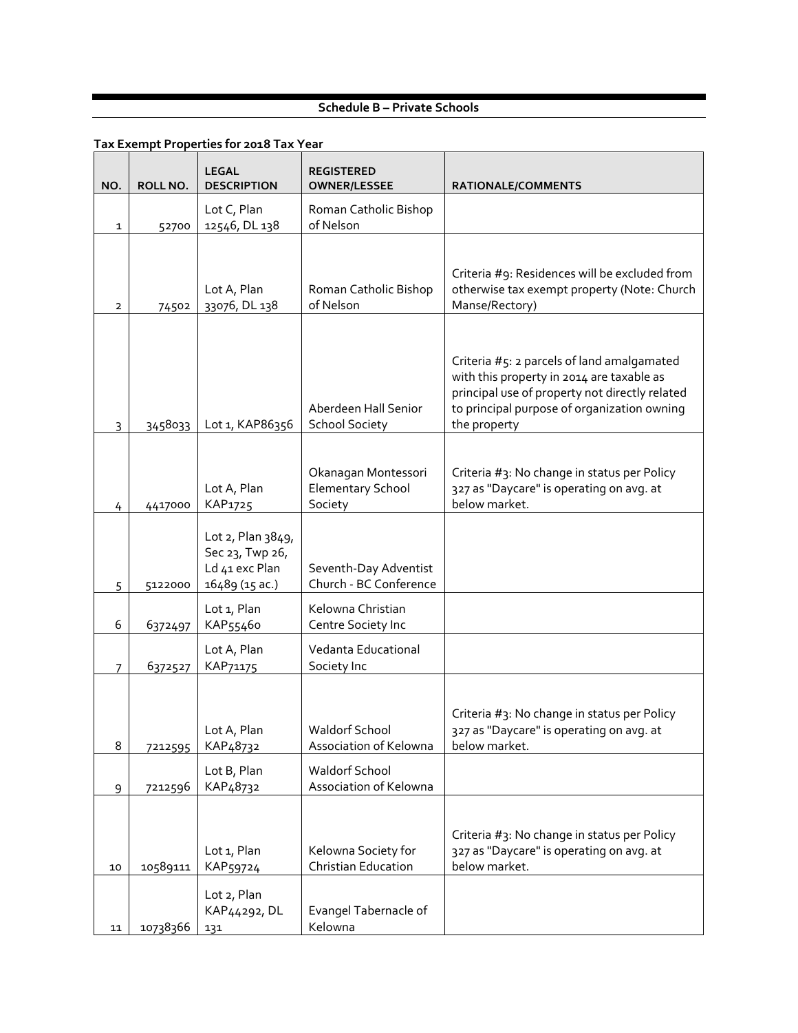## Schedule B – Private Schools

**Tax Exempt Properties for 2018 Tax Year**

| NO. | ROLL NO. | LEGAL DESCRIPTION | REGISTERED OWNER/LESSEE | RATIONALE/COMMENTS |
|---|---|---|---|---|
| 1 | 52700 | Lot C, Plan 12546, DL 138 | Roman Catholic Bishop of Nelson | |
| 2 | 74502 | Lot A, Plan 33076, DL 138 | Roman Catholic Bishop of Nelson | Criteria #9: Residences will be excluded from otherwise tax exempt property (Note: Church Manse/Rectory) |
| 3 | 3458033 | Lot 1, KAP86356 | Aberdeen Hall Senior School Society | Criteria #5: 2 parcels of land amalgamated with this property in 2014 are taxable as principal use of property not directly related to principal purpose of organization owning the property |
| 4 | 4417000 | Lot A, Plan KAP1725 | Okanagan Montessori Elementary School Society | Criteria #3: No change in status per Policy 327 as "Daycare" is operating on avg. at below market. |
| 5 | 5122000 | Lot 2, Plan 3849, Sec 23, Twp 26, Ld 41 exc Plan 16489 (15 ac.) | Seventh-Day Adventist Church - BC Conference | |
| 6 | 6372497 | Lot 1, Plan KAP55460 | Kelowna Christian Centre Society Inc | |
| 7 | 6372527 | Lot A, Plan KAP71175 | Vedanta Educational Society Inc | |
| 8 | 7212595 | Lot A, Plan KAP48732 | Waldorf School Association of Kelowna | Criteria #3: No change in status per Policy 327 as "Daycare" is operating on avg. at below market. |
| 9 | 7212596 | Lot B, Plan KAP48732 | Waldorf School Association of Kelowna | |
| 10 | 10589111 | Lot 1, Plan KAP59724 | Kelowna Society for Christian Education | Criteria #3: No change in status per Policy 327 as "Daycare" is operating on avg. at below market. |
| 11 | 10738366 | Lot 2, Plan KAP44292, DL 131 | Evangel Tabernacle of Kelowna | |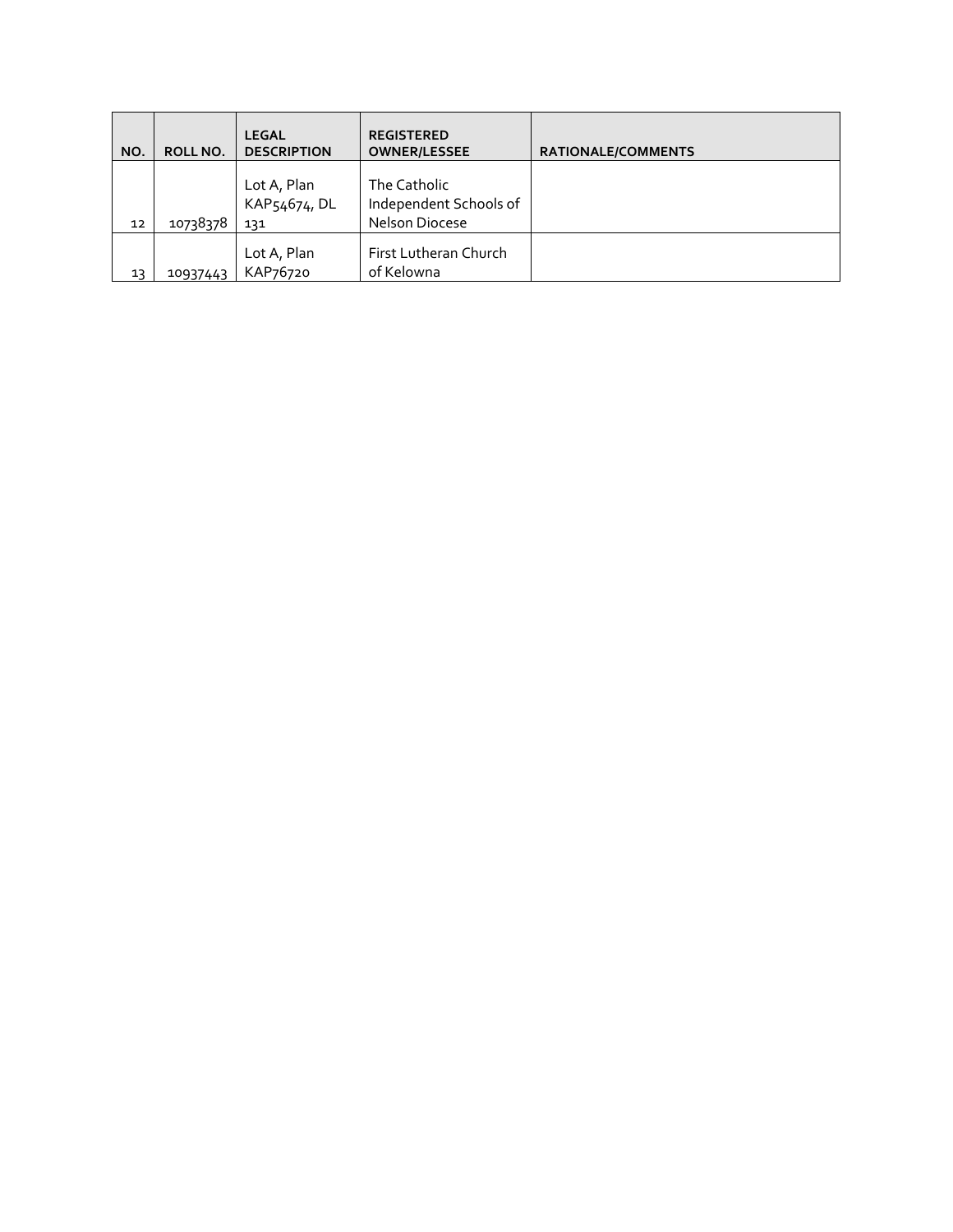| NO. | ROLL NO. | LEGAL DESCRIPTION | REGISTERED OWNER/LESSEE | RATIONALE/COMMENTS |
| --- | --- | --- | --- | --- |
| 12 | 10738378 | Lot A, Plan KAP54674, DL 131 | The Catholic Independent Schools of Nelson Diocese | |
| 13 | 10937443 | Lot A, Plan KAP76720 | First Lutheran Church of Kelowna | |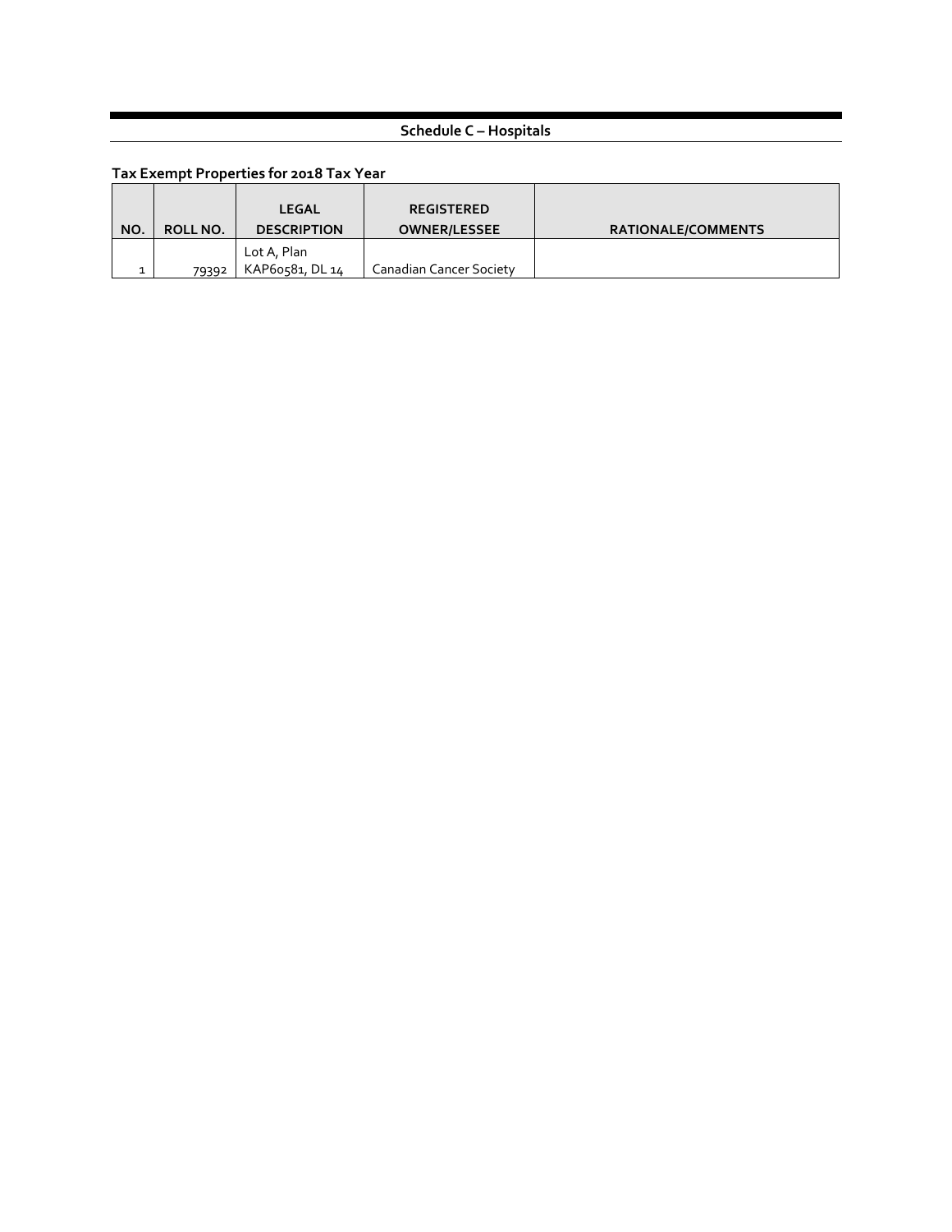## Schedule C – Hospitals

**Tax Exempt Properties for 2018 Tax Year**

| NO. | ROLL NO. | LEGAL DESCRIPTION | REGISTERED OWNER/LESSEE | RATIONALE/COMMENTS |
|---|---|---|---|---|
| 1 | 79392 | Lot A, Plan KAP60581, DL 14 | Canadian Cancer Society | |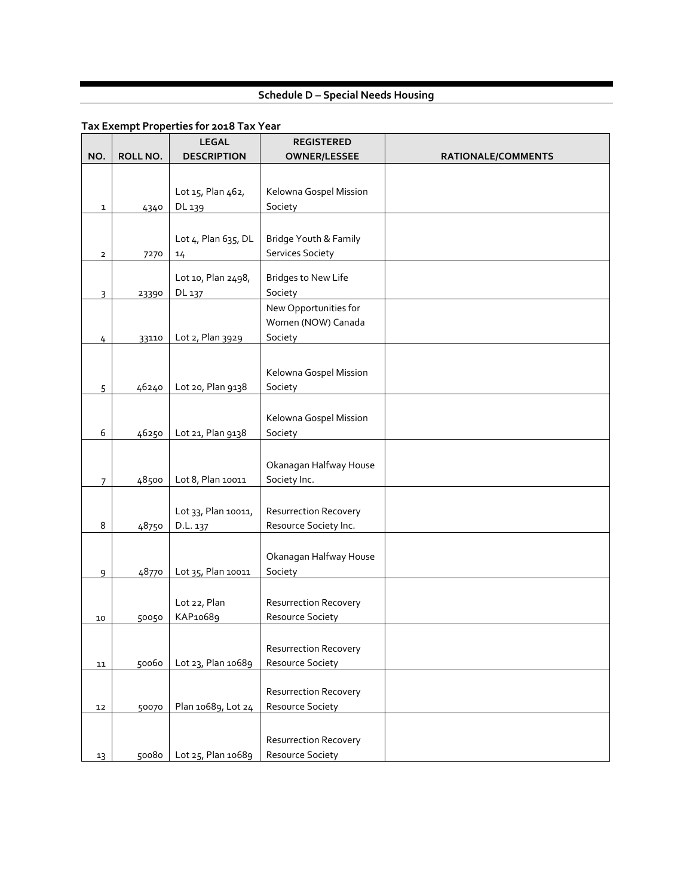## Schedule D – Special Needs Housing

**Tax Exempt Properties for 2018 Tax Year**

| NO. | ROLL NO. | LEGAL DESCRIPTION | REGISTERED OWNER/LESSEE | RATIONALE/COMMENTS |
|---|---|---|---|---|
| 1 | 4340 | Lot 15, Plan 462, DL 139 | Kelowna Gospel Mission Society | |
| 2 | 7270 | Lot 4, Plan 635, DL 14 | Bridge Youth & Family Services Society | |
| 3 | 23390 | Lot 10, Plan 2498, DL 137 | Bridges to New Life Society | |
| 4 | 33110 | Lot 2, Plan 3929 | New Opportunities for Women (NOW) Canada Society | |
| 5 | 46240 | Lot 20, Plan 9138 | Kelowna Gospel Mission Society | |
| 6 | 46250 | Lot 21, Plan 9138 | Kelowna Gospel Mission Society | |
| 7 | 48500 | Lot 8, Plan 10011 | Okanagan Halfway House Society Inc. | |
| 8 | 48750 | Lot 33, Plan 10011, D.L. 137 | Resurrection Recovery Resource Society Inc. | |
| 9 | 48770 | Lot 35, Plan 10011 | Okanagan Halfway House Society | |
| 10 | 50050 | Lot 22, Plan KAP10689 | Resurrection Recovery Resource Society | |
| 11 | 50060 | Lot 23, Plan 10689 | Resurrection Recovery Resource Society | |
| 12 | 50070 | Plan 10689, Lot 24 | Resurrection Recovery Resource Society | |
| 13 | 50080 | Lot 25, Plan 10689 | Resurrection Recovery Resource Society | |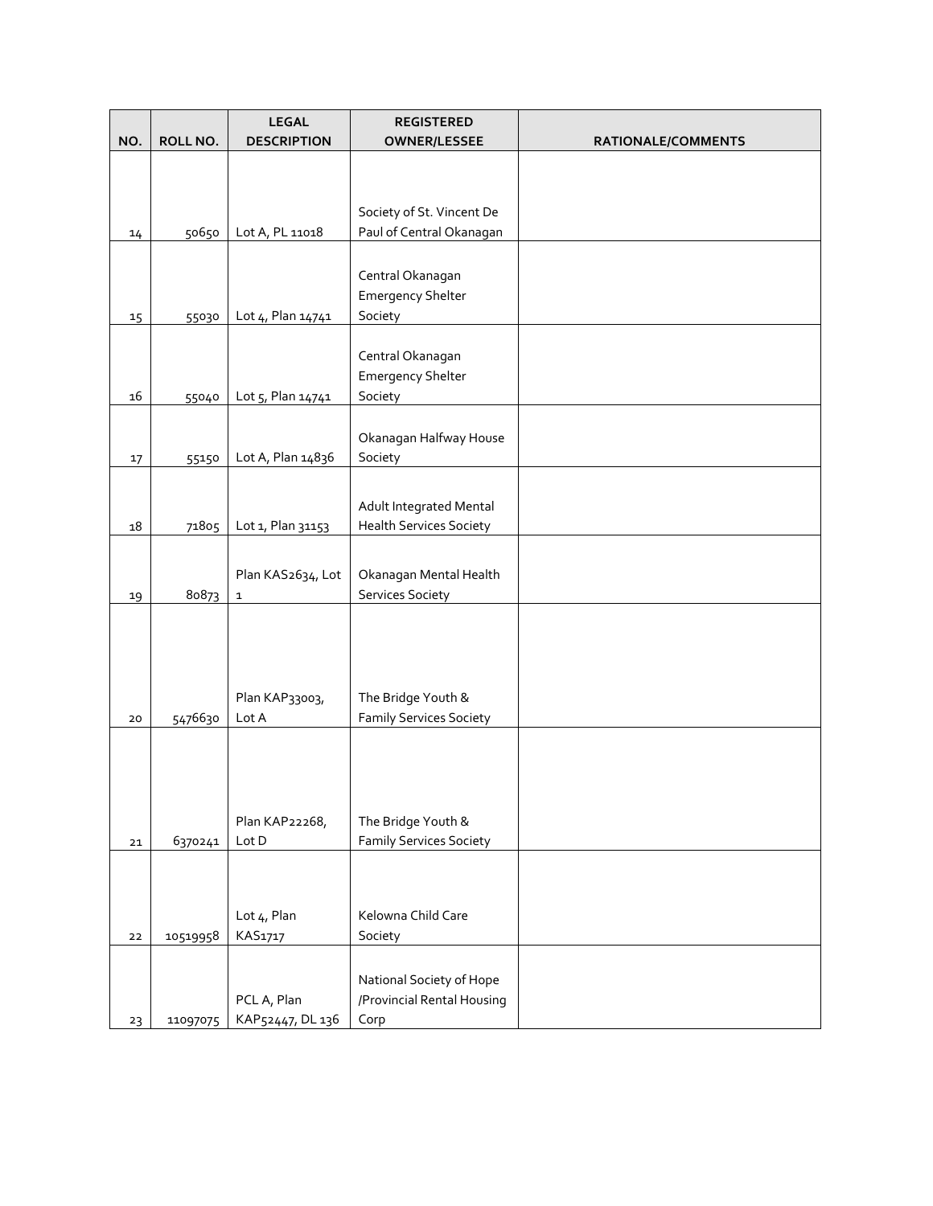| NO. | ROLL NO. | LEGAL DESCRIPTION | REGISTERED OWNER/LESSEE | RATIONALE/COMMENTS |
|---|---|---|---|---|
| 14 | 50650 | Lot A, PL 11018 | Society of St. Vincent De Paul of Central Okanagan | |
| 15 | 55030 | Lot 4, Plan 14741 | Central Okanagan Emergency Shelter Society | |
| 16 | 55040 | Lot 5, Plan 14741 | Central Okanagan Emergency Shelter Society | |
| 17 | 55150 | Lot A, Plan 14836 | Okanagan Halfway House Society | |
| 18 | 71805 | Lot 1, Plan 31153 | Adult Integrated Mental Health Services Society | |
| 19 | 80873 | Plan KAS2634, Lot 1 | Okanagan Mental Health Services Society | |
| 20 | 5476630 | Plan KAP33003, Lot A | The Bridge Youth & Family Services Society | |
| 21 | 6370241 | Plan KAP22268, Lot D | The Bridge Youth & Family Services Society | |
| 22 | 10519958 | Lot 4, Plan KAS1717 | Kelowna Child Care Society | |
| 23 | 11097075 | PCL A, Plan KAP52447, DL 136 | National Society of Hope /Provincial Rental Housing Corp | |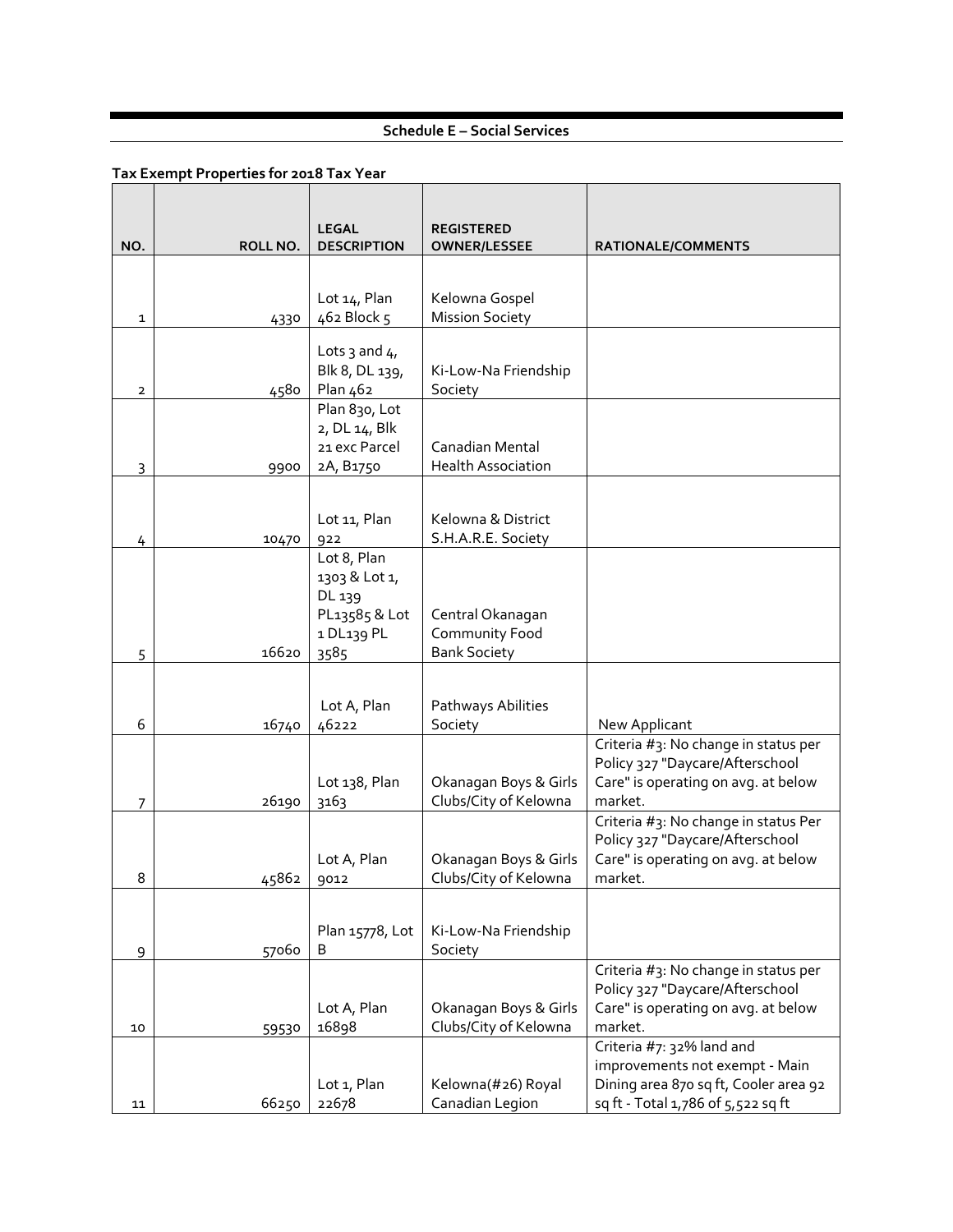## Schedule E – Social Services

**Tax Exempt Properties for 2018 Tax Year**

| NO. | ROLL NO. | LEGAL DESCRIPTION | REGISTERED OWNER/LESSEE | RATIONALE/COMMENTS |
|---|---|---|---|---|
| 1 | 4330 | Lot 14, Plan 462 Block 5 | Kelowna Gospel Mission Society | |
| 2 | 4580 | Lots 3 and 4, Blk 8, DL 139, Plan 462 | Ki-Low-Na Friendship Society | |
| 3 | 9900 | Plan 830, Lot 2, DL 14, Blk 21 exc Parcel 2A, B1750 | Canadian Mental Health Association | |
| 4 | 10470 | Lot 11, Plan 922 | Kelowna & District S.H.A.R.E. Society | |
| 5 | 16620 | Lot 8, Plan 1303 & Lot 1, DL 139 PL13585 & Lot 1 DL139 PL 3585 | Central Okanagan Community Food Bank Society | |
| 6 | 16740 | Lot A, Plan 46222 | Pathways Abilities Society | New Applicant |
| 7 | 26190 | Lot 138, Plan 3163 | Okanagan Boys & Girls Clubs/City of Kelowna | Criteria #3: No change in status per Policy 327 "Daycare/Afterschool Care" is operating on avg. at below market. |
| 8 | 45862 | Lot A, Plan 9012 | Okanagan Boys & Girls Clubs/City of Kelowna | Criteria #3: No change in status Per Policy 327 "Daycare/Afterschool Care" is operating on avg. at below market. |
| 9 | 57060 | Plan 15778, Lot B | Ki-Low-Na Friendship Society | |
| 10 | 59530 | Lot A, Plan 16898 | Okanagan Boys & Girls Clubs/City of Kelowna | Criteria #3: No change in status per Policy 327 "Daycare/Afterschool Care" is operating on avg. at below market. |
| 11 | 66250 | Lot 1, Plan 22678 | Kelowna(#26) Royal Canadian Legion | Criteria #7: 32% land and improvements not exempt - Main Dining area 870 sq ft, Cooler area 92 sq ft - Total 1,786 of 5,522 sq ft |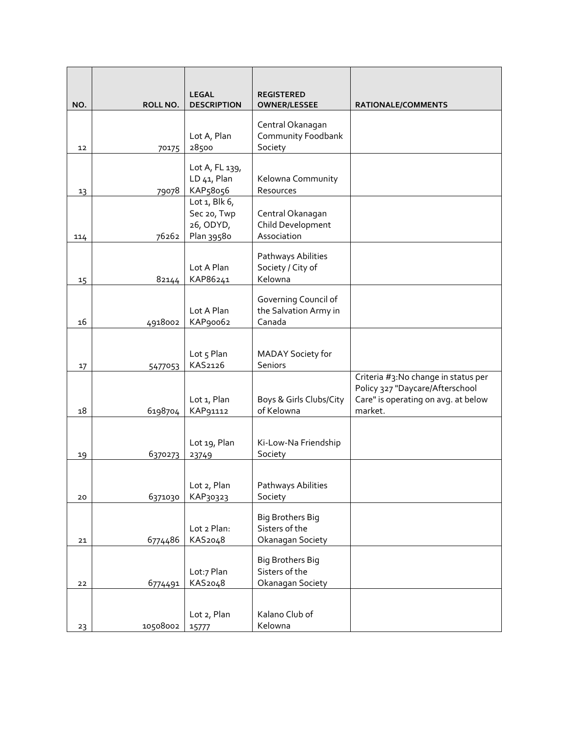| NO. | ROLL NO. | LEGAL DESCRIPTION | REGISTERED OWNER/LESSEE | RATIONALE/COMMENTS |
|---|---|---|---|---|
| 12 | 70175 | Lot A, Plan 28500 | Central Okanagan Community Foodbank Society | |
| 13 | 79078 | Lot A, FL 139, LD 41, Plan KAP58056 | Kelowna Community Resources | |
| 114 | 76262 | Lot 1, Blk 6, Sec 20, Twp 26, ODYD, Plan 39580 | Central Okanagan Child Development Association | |
| 15 | 82144 | Lot A Plan KAP86241 | Pathways Abilities Society / City of Kelowna | |
| 16 | 4918002 | Lot A Plan KAP90062 | Governing Council of the Salvation Army in Canada | |
| 17 | 5477053 | Lot 5 Plan KAS2126 | MADAY Society for Seniors | |
| 18 | 6198704 | Lot 1, Plan KAP91112 | Boys & Girls Clubs/City of Kelowna | Criteria #3:No change in status per Policy 327 "Daycare/Afterschool Care" is operating on avg. at below market. |
| 19 | 6370273 | Lot 19, Plan 23749 | Ki-Low-Na Friendship Society | |
| 20 | 6371030 | Lot 2, Plan KAP30323 | Pathways Abilities Society | |
| 21 | 6774486 | Lot 2 Plan: KAS2048 | Big Brothers Big Sisters of the Okanagan Society | |
| 22 | 6774491 | Lot:7 Plan KAS2048 | Big Brothers Big Sisters of the Okanagan Society | |
| 23 | 10508002 | Lot 2, Plan 15777 | Kalano Club of Kelowna | |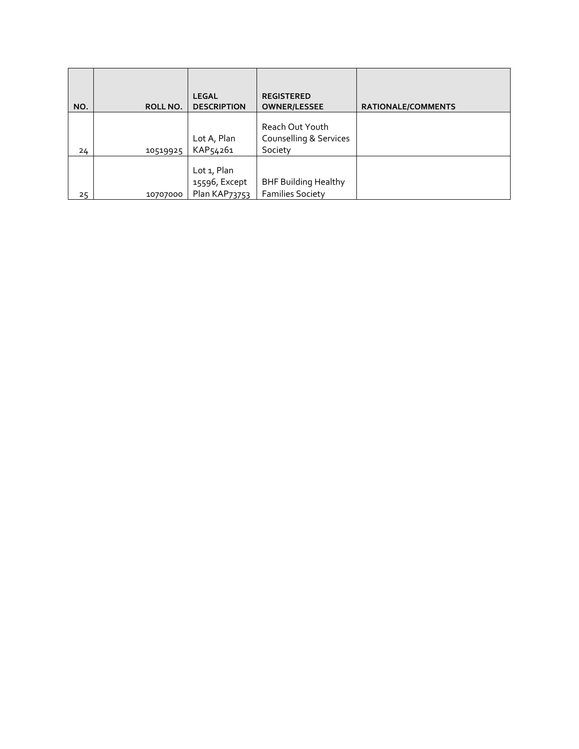| NO. | ROLL NO. | LEGAL DESCRIPTION | REGISTERED OWNER/LESSEE | RATIONALE/COMMENTS |
|---|---|---|---|---|
| 24 | 10519925 | Lot A, Plan KAP54261 | Reach Out Youth Counselling & Services Society | |
| 25 | 10707000 | Lot 1, Plan 15596, Except Plan KAP73753 | BHF Building Healthy Families Society | |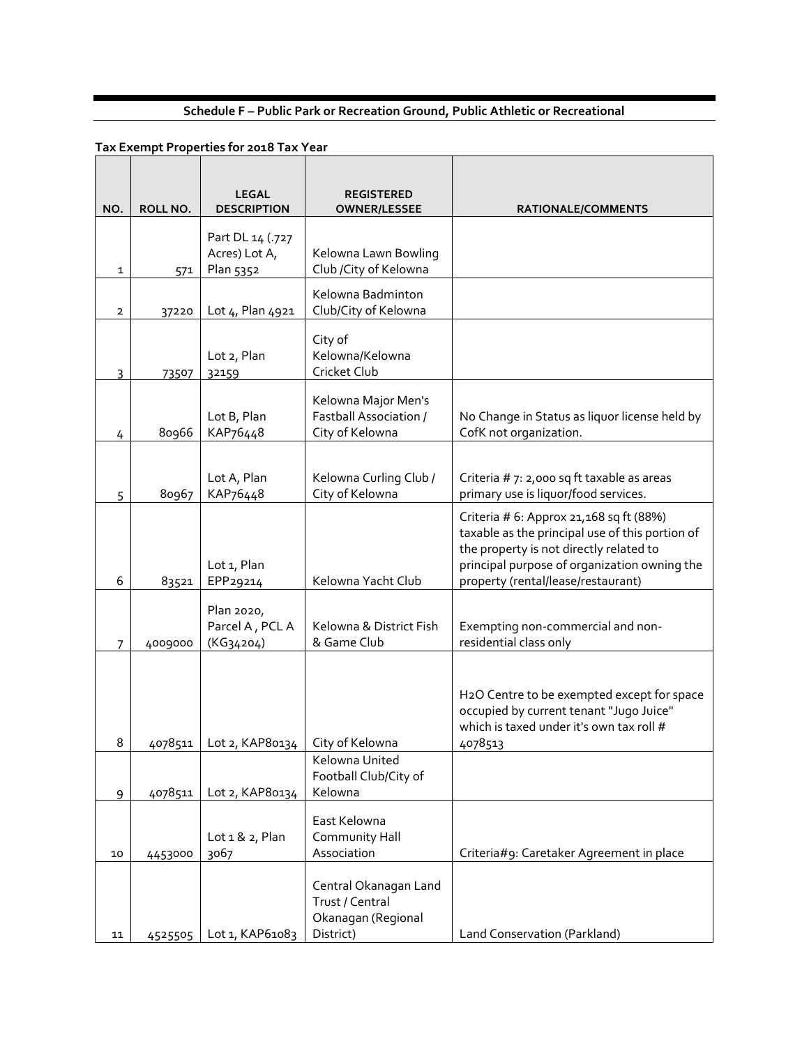## Schedule F – Public Park or Recreation Ground, Public Athletic or Recreational

**Tax Exempt Properties for 2018 Tax Year**

| NO. | ROLL NO. | LEGAL DESCRIPTION | REGISTERED OWNER/LESSEE | RATIONALE/COMMENTS |
|---|---|---|---|---|
| 1 | 571 | Part DL 14 (.727 Acres) Lot A, Plan 5352 | Kelowna Lawn Bowling Club /City of Kelowna | |
| 2 | 37220 | Lot 4, Plan 4921 | Kelowna Badminton Club/City of Kelowna | |
| 3 | 73507 | Lot 2, Plan 32159 | City of Kelowna/Kelowna Cricket Club | |
| 4 | 80966 | Lot B, Plan KAP76448 | Kelowna Major Men's Fastball Association / City of Kelowna | No Change in Status as liquor license held by CofK not organization. |
| 5 | 80967 | Lot A, Plan KAP76448 | Kelowna Curling Club / City of Kelowna | Criteria # 7: 2,000 sq ft taxable as areas primary use is liquor/food services. |
| 6 | 83521 | Lot 1, Plan EPP29214 | Kelowna Yacht Club | Criteria # 6: Approx 21,168 sq ft (88%) taxable as the principal use of this portion of the property is not directly related to principal purpose of organization owning the property (rental/lease/restaurant) |
| 7 | 4009000 | Plan 2020, Parcel A , PCL A (KG34204) | Kelowna & District Fish & Game Club | Exempting non-commercial and non-residential class only |
| 8 | 4078511 | Lot 2, KAP80134 | City of Kelowna | H2O Centre to be exempted except for space occupied by current tenant "Jugo Juice" which is taxed under it's own tax roll # 4078513 |
| 9 | 4078511 | Lot 2, KAP80134 | Kelowna United Football Club/City of Kelowna | |
| 10 | 4453000 | Lot 1 & 2, Plan 3067 | East Kelowna Community Hall Association | Criteria#9: Caretaker Agreement in place |
| 11 | 4525505 | Lot 1, KAP61083 | Central Okanagan Land Trust / Central Okanagan (Regional District) | Land Conservation (Parkland) |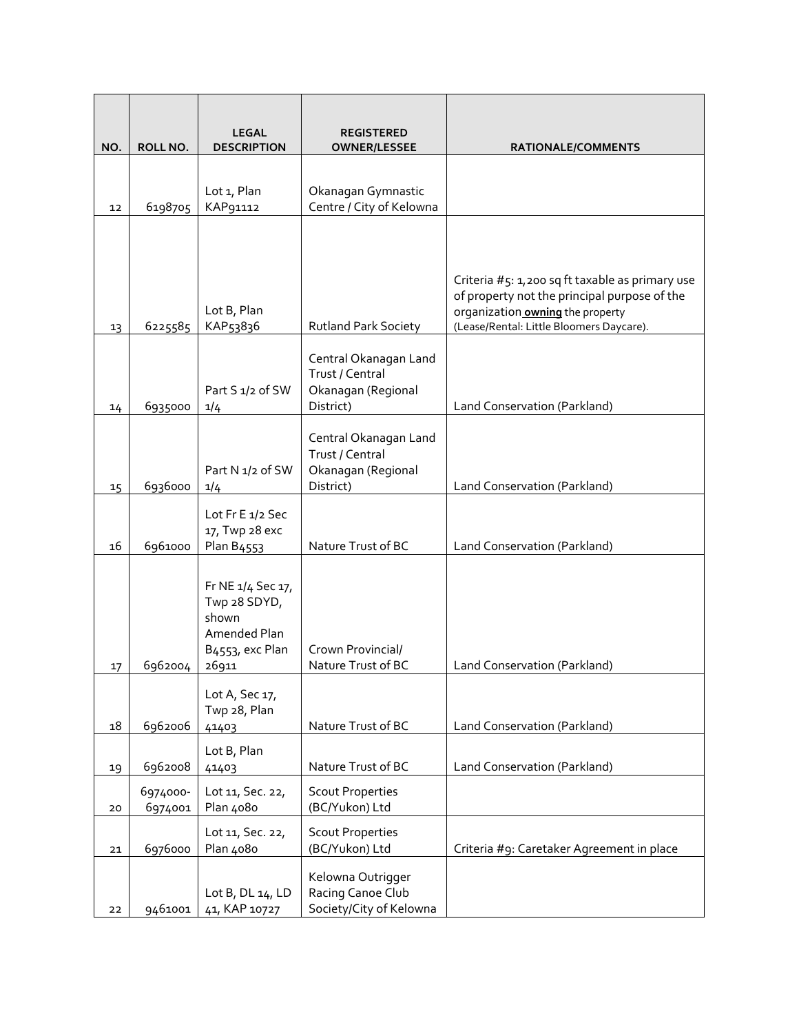| NO. | ROLL NO. | LEGAL DESCRIPTION | REGISTERED OWNER/LESSEE | RATIONALE/COMMENTS |
| --- | --- | --- | --- | --- |
| 12 | 6198705 | Lot 1, Plan KAP91112 | Okanagan Gymnastic Centre / City of Kelowna | |
| 13 | 6225585 | Lot B, Plan KAP53836 | Rutland Park Society | Criteria #5: 1,200 sq ft taxable as primary use of property not the principal purpose of the organization **owning** the property (Lease/Rental: Little Bloomers Daycare). |
| 14 | 6935000 | Part S 1/2 of SW 1/4 | Central Okanagan Land Trust / Central Okanagan (Regional District) | Land Conservation (Parkland) |
| 15 | 6936000 | Part N 1/2 of SW 1/4 | Central Okanagan Land Trust / Central Okanagan (Regional District) | Land Conservation (Parkland) |
| 16 | 6961000 | Lot Fr E 1/2 Sec 17, Twp 28 exc Plan B4553 | Nature Trust of BC | Land Conservation (Parkland) |
| 17 | 6962004 | Fr NE 1/4 Sec 17, Twp 28 SDYD, shown Amended Plan B4553, exc Plan 26911 | Crown Provincial/ Nature Trust of BC | Land Conservation (Parkland) |
| 18 | 6962006 | Lot A, Sec 17, Twp 28, Plan 41403 | Nature Trust of BC | Land Conservation (Parkland) |
| 19 | 6962008 | Lot B, Plan 41403 | Nature Trust of BC | Land Conservation (Parkland) |
| 20 | 6974000-6974001 | Lot 11, Sec. 22, Plan 4080 | Scout Properties (BC/Yukon) Ltd | |
| 21 | 6976000 | Lot 11, Sec. 22, Plan 4080 | Scout Properties (BC/Yukon) Ltd | Criteria #9: Caretaker Agreement in place |
| 22 | 9461001 | Lot B, DL 14, LD 41, KAP 10727 | Kelowna Outrigger Racing Canoe Club Society/City of Kelowna | |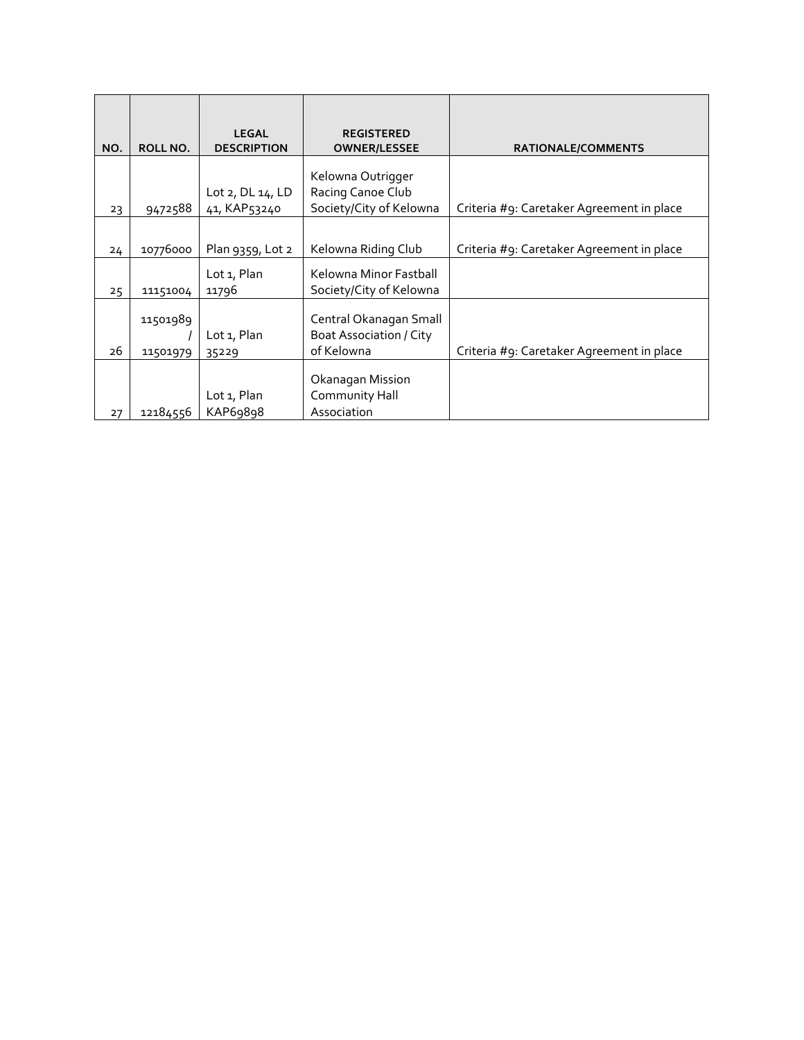| NO. | ROLL NO. | LEGAL DESCRIPTION | REGISTERED OWNER/LESSEE | RATIONALE/COMMENTS |
|---|---|---|---|---|
| 23 | 9472588 | Lot 2, DL 14, LD 41, KAP53240 | Kelowna Outrigger Racing Canoe Club Society/City of Kelowna | Criteria #9: Caretaker Agreement in place |
| 24 | 10776000 | Plan 9359, Lot 2 | Kelowna Riding Club | Criteria #9: Caretaker Agreement in place |
| 25 | 11151004 | Lot 1, Plan 11796 | Kelowna Minor Fastball Society/City of Kelowna | |
| 26 | 11501989 / 11501979 | Lot 1, Plan 35229 | Central Okanagan Small Boat Association / City of Kelowna | Criteria #9: Caretaker Agreement in place |
| 27 | 12184556 | Lot 1, Plan KAP69898 | Okanagan Mission Community Hall Association | |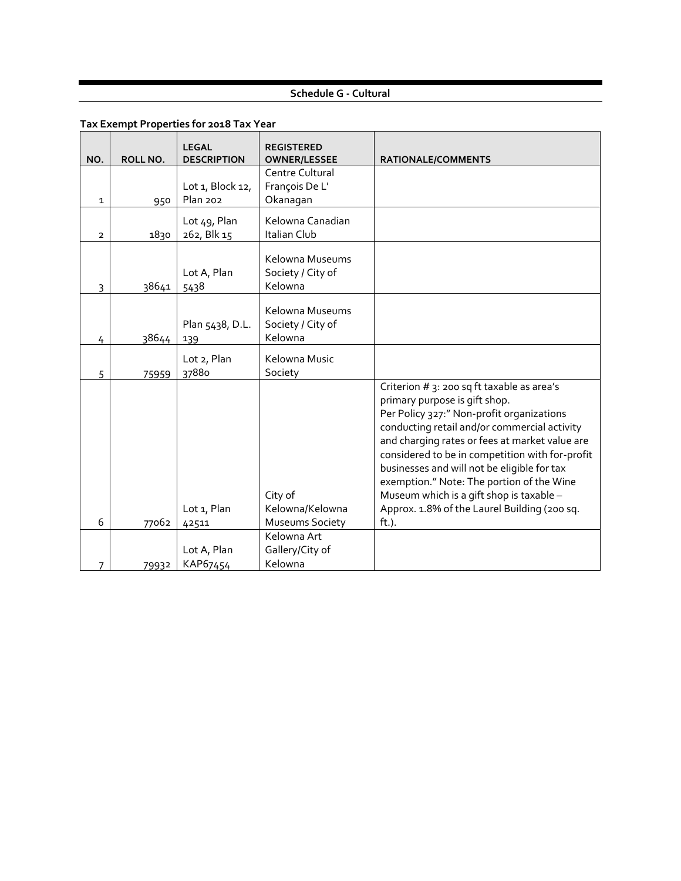## Schedule G - Cultural

**Tax Exempt Properties for 2018 Tax Year**

| NO. | ROLL NO. | LEGAL DESCRIPTION | REGISTERED OWNER/LESSEE | RATIONALE/COMMENTS |
|---|---|---|---|---|
| 1 | 950 | Lot 1, Block 12, Plan 202 | Centre Cultural François De L' Okanagan | |
| 2 | 1830 | Lot 49, Plan 262, Blk 15 | Kelowna Canadian Italian Club | |
| 3 | 38641 | Lot A, Plan 5438 | Kelowna Museums Society / City of Kelowna | |
| 4 | 38644 | Plan 5438, D.L. 139 | Kelowna Museums Society / City of Kelowna | |
| 5 | 75959 | Lot 2, Plan 37880 | Kelowna Music Society | |
| 6 | 77062 | Lot 1, Plan 42511 | City of Kelowna/Kelowna Museums Society | Criterion # 3: 200 sq ft taxable as area's primary purpose is gift shop. Per Policy 327:" Non-profit organizations conducting retail and/or commercial activity and charging rates or fees at market value are considered to be in competition with for-profit businesses and will not be eligible for tax exemption." Note: The portion of the Wine Museum which is a gift shop is taxable – Approx. 1.8% of the Laurel Building (200 sq. ft.). |
| 7 | 79932 | Lot A, Plan KAP67454 | Kelowna Art Gallery/City of Kelowna | |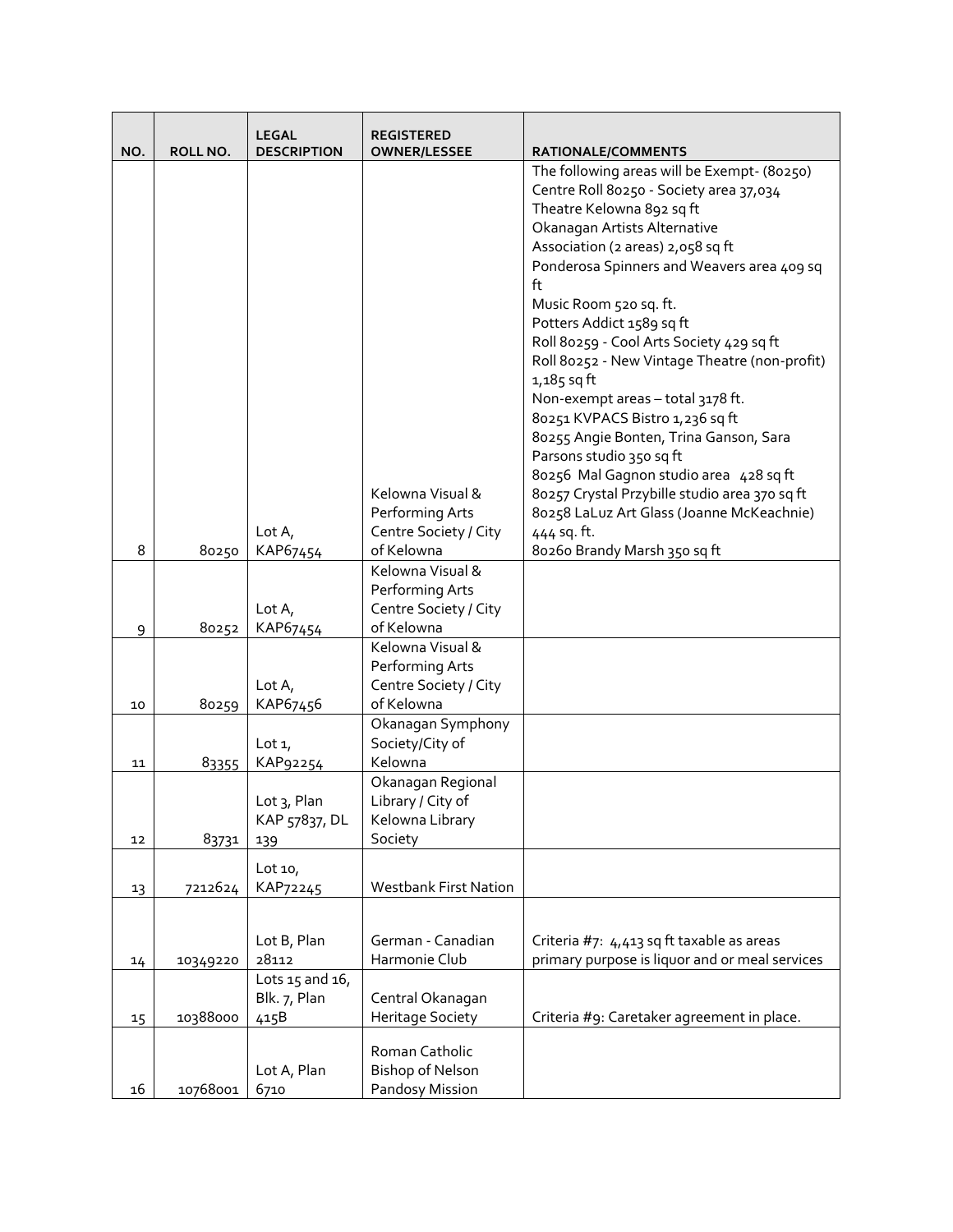| NO. | ROLL NO. | LEGAL DESCRIPTION | REGISTERED OWNER/LESSEE | RATIONALE/COMMENTS |
|---|---|---|---|---|
| 8 | 80250 | Lot A, KAP67454 | Kelowna Visual & Performing Arts Centre Society / City of Kelowna | The following areas will be Exempt- (80250)<br>Centre Roll 80250 - Society area 37,034<br>Theatre Kelowna 892 sq ft<br>Okanagan Artists Alternative Association (2 areas) 2,058 sq ft<br>Ponderosa Spinners and Weavers area 409 sq ft<br>Music Room 520 sq. ft.<br>Potters Addict 1589 sq ft<br>Roll 80259 - Cool Arts Society 429 sq ft<br>Roll 80252 - New Vintage Theatre (non-profit) 1,185 sq ft<br>Non-exempt areas – total 3178 ft.<br>80251 KVPACS Bistro 1,236 sq ft<br>80255 Angie Bonten, Trina Ganson, Sara Parsons studio 350 sq ft<br>80256 Mal Gagnon studio area 428 sq ft<br>80257 Crystal Przybille studio area 370 sq ft<br>80258 LaLuz Art Glass (Joanne McKeachnie) 444 sq. ft.<br>80260 Brandy Marsh 350 sq ft |
| 9 | 80252 | Lot A, KAP67454 | Kelowna Visual & Performing Arts Centre Society / City of Kelowna | |
| 10 | 80259 | Lot A, KAP67456 | Kelowna Visual & Performing Arts Centre Society / City of Kelowna | |
| 11 | 83355 | Lot 1, KAP92254 | Okanagan Symphony Society/City of Kelowna | |
| 12 | 83731 | Lot 3, Plan KAP 57837, DL 139 | Okanagan Regional Library / City of Kelowna Library Society | |
| 13 | 7212624 | Lot 10, KAP72245 | Westbank First Nation | |
| 14 | 10349220 | Lot B, Plan 28112 | German - Canadian Harmonie Club | Criteria #7: 4,413 sq ft taxable as areas primary purpose is liquor and or meal services |
| 15 | 10388000 | Lots 15 and 16, Blk. 7, Plan 415B | Central Okanagan Heritage Society | Criteria #9: Caretaker agreement in place. |
| 16 | 10768001 | Lot A, Plan 6710 | Roman Catholic Bishop of Nelson Pandosy Mission | |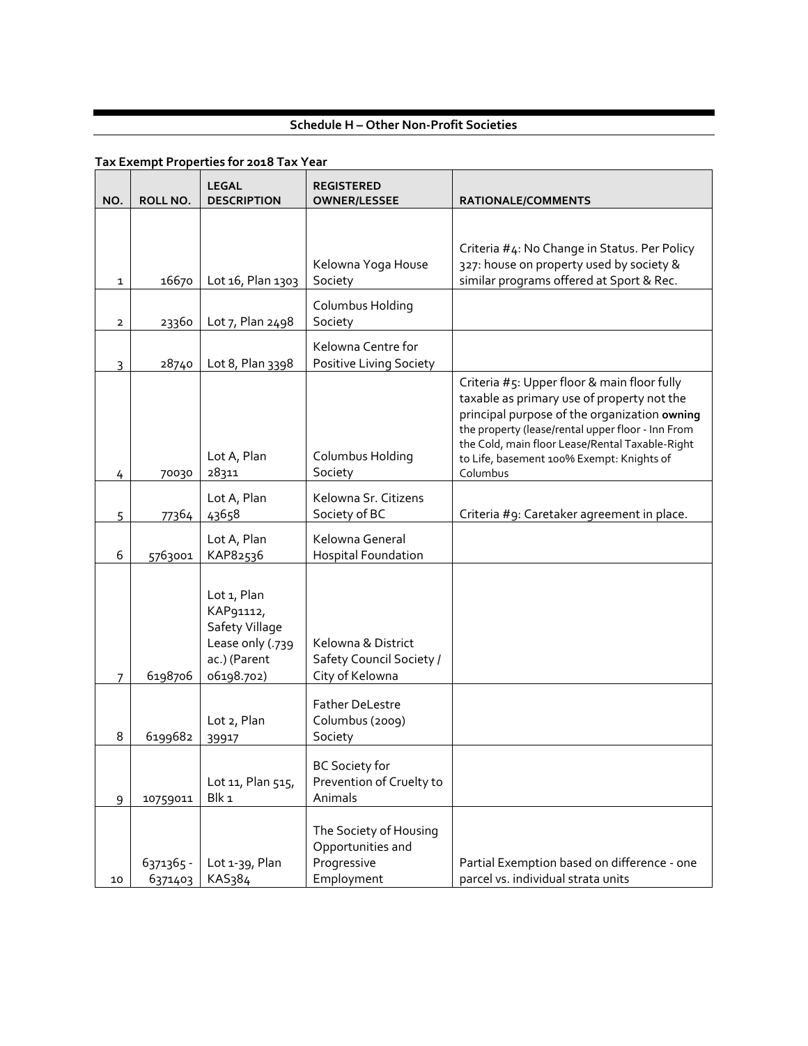## Schedule H – Other Non-Profit Societies

**Tax Exempt Properties for 2018 Tax Year**

| NO. | ROLL NO. | LEGAL DESCRIPTION | REGISTERED OWNER/LESSEE | RATIONALE/COMMENTS |
|---|---|---|---|---|
| 1 | 16670 | Lot 16, Plan 1303 | Kelowna Yoga House Society | Criteria #4: No Change in Status. Per Policy 327: house on property used by society & similar programs offered at Sport & Rec. |
| 2 | 23360 | Lot 7, Plan 2498 | Columbus Holding Society | |
| 3 | 28740 | Lot 8, Plan 3398 | Kelowna Centre for Positive Living Society | |
| 4 | 70030 | Lot A, Plan 28311 | Columbus Holding Society | Criteria #5: Upper floor & main floor fully taxable as primary use of property not the principal purpose of the organization **owning** the property (lease/rental upper floor - Inn From the Cold, main floor Lease/Rental Taxable-Right to Life, basement 100% Exempt: Knights of Columbus |
| 5 | 77364 | Lot A, Plan 43658 | Kelowna Sr. Citizens Society of BC | Criteria #9: Caretaker agreement in place. |
| 6 | 5763001 | Lot A, Plan KAP82536 | Kelowna General Hospital Foundation | |
| 7 | 6198706 | Lot 1, Plan KAP91112, Safety Village Lease only (.739 ac.) (Parent 06198.702) | Kelowna & District Safety Council Society / City of Kelowna | |
| 8 | 6199682 | Lot 2, Plan 39917 | Father DeLestre Columbus (2009) Society | |
| 9 | 10759011 | Lot 11, Plan 515, Blk 1 | BC Society for Prevention of Cruelty to Animals | |
| 10 | 6371365 - 6371403 | Lot 1-39, Plan KAS384 | The Society of Housing Opportunities and Progressive Employment | Partial Exemption based on difference - one parcel vs. individual strata units |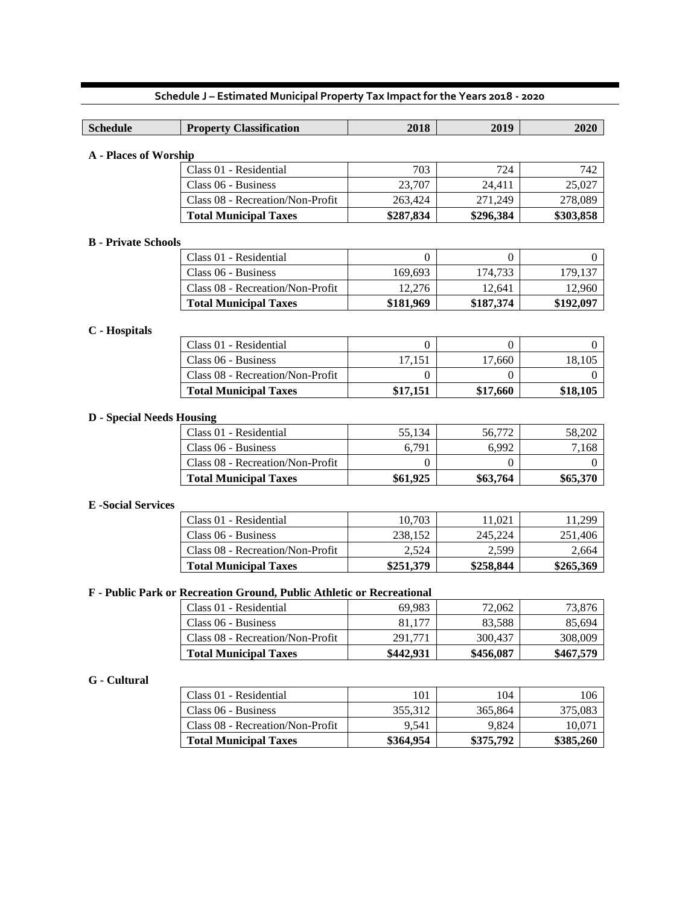## Schedule J – Estimated Municipal Property Tax Impact for the Years 2018 - 2020

| Schedule | Property Classification | 2018 | 2019 | 2020 |
|---|---|---|---|---|
| **A - Places of Worship** | | | | |
| | Class 01 - Residential | 703 | 724 | 742 |
| | Class 06 - Business | 23,707 | 24,411 | 25,027 |
| | Class 08 - Recreation/Non-Profit | 263,424 | 271,249 | 278,089 |
| | **Total Municipal Taxes** | **$287,834** | **$296,384** | **$303,858** |
| **B - Private Schools** | | | | |
| | Class 01 - Residential | 0 | 0 | 0 |
| | Class 06 - Business | 169,693 | 174,733 | 179,137 |
| | Class 08 - Recreation/Non-Profit | 12,276 | 12,641 | 12,960 |
| | **Total Municipal Taxes** | **$181,969** | **$187,374** | **$192,097** |
| **C - Hospitals** | | | | |
| | Class 01 - Residential | 0 | 0 | 0 |
| | Class 06 - Business | 17,151 | 17,660 | 18,105 |
| | Class 08 - Recreation/Non-Profit | 0 | 0 | 0 |
| | **Total Municipal Taxes** | **$17,151** | **$17,660** | **$18,105** |
| **D - Special Needs Housing** | | | | |
| | Class 01 - Residential | 55,134 | 56,772 | 58,202 |
| | Class 06 - Business | 6,791 | 6,992 | 7,168 |
| | Class 08 - Recreation/Non-Profit | 0 | 0 | 0 |
| | **Total Municipal Taxes** | **$61,925** | **$63,764** | **$65,370** |
| **E -Social Services** | | | | |
| | Class 01 - Residential | 10,703 | 11,021 | 11,299 |
| | Class 06 - Business | 238,152 | 245,224 | 251,406 |
| | Class 08 - Recreation/Non-Profit | 2,524 | 2,599 | 2,664 |
| | **Total Municipal Taxes** | **$251,379** | **$258,844** | **$265,369** |
| **F - Public Park or Recreation Ground, Public Athletic or Recreational** | | | | |
| | Class 01 - Residential | 69,983 | 72,062 | 73,876 |
| | Class 06 - Business | 81,177 | 83,588 | 85,694 |
| | Class 08 - Recreation/Non-Profit | 291,771 | 300,437 | 308,009 |
| | **Total Municipal Taxes** | **$442,931** | **$456,087** | **$467,579** |
| **G - Cultural** | | | | |
| | Class 01 - Residential | 101 | 104 | 106 |
| | Class 06 - Business | 355,312 | 365,864 | 375,083 |
| | Class 08 - Recreation/Non-Profit | 9,541 | 9,824 | 10,071 |
| | **Total Municipal Taxes** | **$364,954** | **$375,792** | **$385,260** |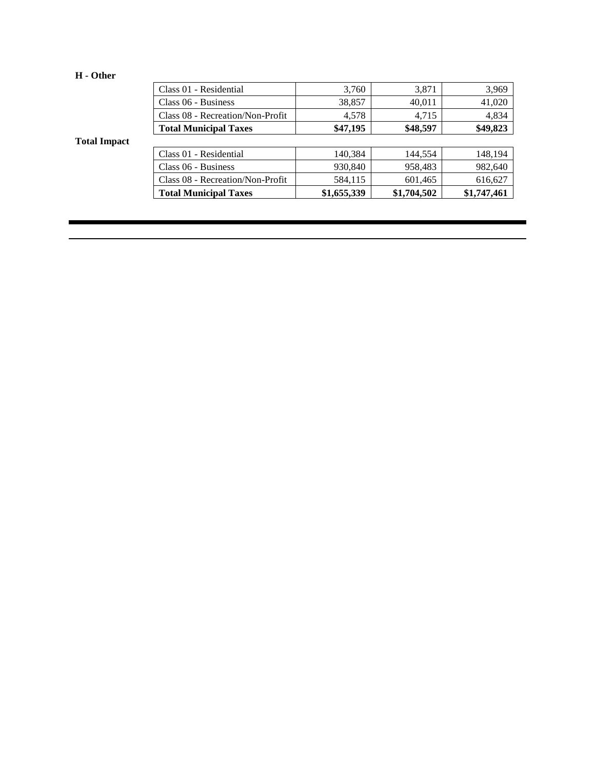**H - Other**

| | | | |
|---|---|---|---|
| Class 01 - Residential | 3,760 | 3,871 | 3,969 |
| Class 06 - Business | 38,857 | 40,011 | 41,020 |
| Class 08 - Recreation/Non-Profit | 4,578 | 4,715 | 4,834 |
| **Total Municipal Taxes** | **$47,195** | **$48,597** | **$49,823** |

**Total Impact**

| | | | |
|---|---|---|---|
| Class 01 - Residential | 140,384 | 144,554 | 148,194 |
| Class 06 - Business | 930,840 | 958,483 | 982,640 |
| Class 08 - Recreation/Non-Profit | 584,115 | 601,465 | 616,627 |
| **Total Municipal Taxes** | **$1,655,339** | **$1,704,502** | **$1,747,461** |